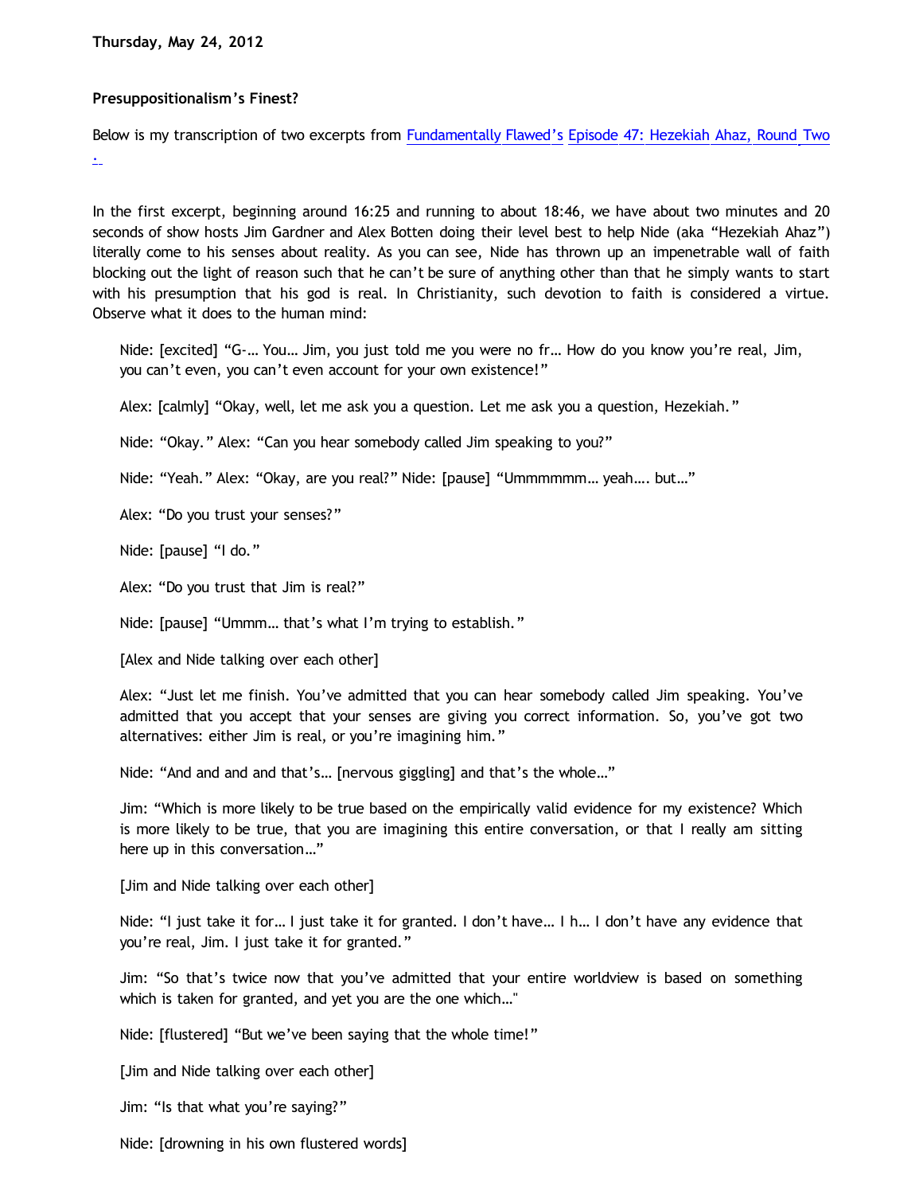**Thursday, May 24, 2012**

**Presuppositionalism's Finest?**

Below is my transcription of two excerpts from Fundamentally Flawed's Episode 47: Hezekiah Ahaz, Round Two.

In the first excerpt, beginning around 16:25 and running to about 18:46, we have about two minutes and 20 seconds of show hosts Jim Gardner and Alex Botten doing their level best to help Nide (aka "Hezekiah Ahaz") literally come to his senses about reality. As you can see, Nide has thrown up an impenetrable wall of faith blocking out the light of reason such that he can't be sure of anything other than that he simply wants to start with his presumption that his god is real. In Christianity, such devotion to faith is considered a virtue. Observe what it does to the human mind:

> Nide: [excited] "G-… You… Jim, you just told me you were no fr… How do you know you're real, Jim, you can't even, you can't even account for your own existence!"
>
> Alex: [calmly] "Okay, well, let me ask you a question. Let me ask you a question, Hezekiah."
>
> Nide: "Okay." Alex: "Can you hear somebody called Jim speaking to you?"
>
> Nide: "Yeah." Alex: "Okay, are you real?" Nide: [pause] "Ummmmmm… yeah…. but…"
>
> Alex: "Do you trust your senses?"
>
> Nide: [pause] "I do."
>
> Alex: "Do you trust that Jim is real?"
>
> Nide: [pause] "Ummm… that's what I'm trying to establish."
>
> [Alex and Nide talking over each other]
>
> Alex: "Just let me finish. You've admitted that you can hear somebody called Jim speaking. You've admitted that you accept that your senses are giving you correct information. So, you've got two alternatives: either Jim is real, or you're imagining him."
>
> Nide: "And and and and that's… [nervous giggling] and that's the whole…"
>
> Jim: "Which is more likely to be true based on the empirically valid evidence for my existence? Which is more likely to be true, that you are imagining this entire conversation, or that I really am sitting here up in this conversation…"
>
> [Jim and Nide talking over each other]
>
> Nide: "I just take it for… I just take it for granted. I don't have… I h… I don't have any evidence that you're real, Jim. I just take it for granted."
>
> Jim: "So that's twice now that you've admitted that your entire worldview is based on something which is taken for granted, and yet you are the one which…"
>
> Nide: [flustered] "But we've been saying that the whole time!"
>
> [Jim and Nide talking over each other]
>
> Jim: "Is that what you're saying?"
>
> Nide: [drowning in his own flustered words]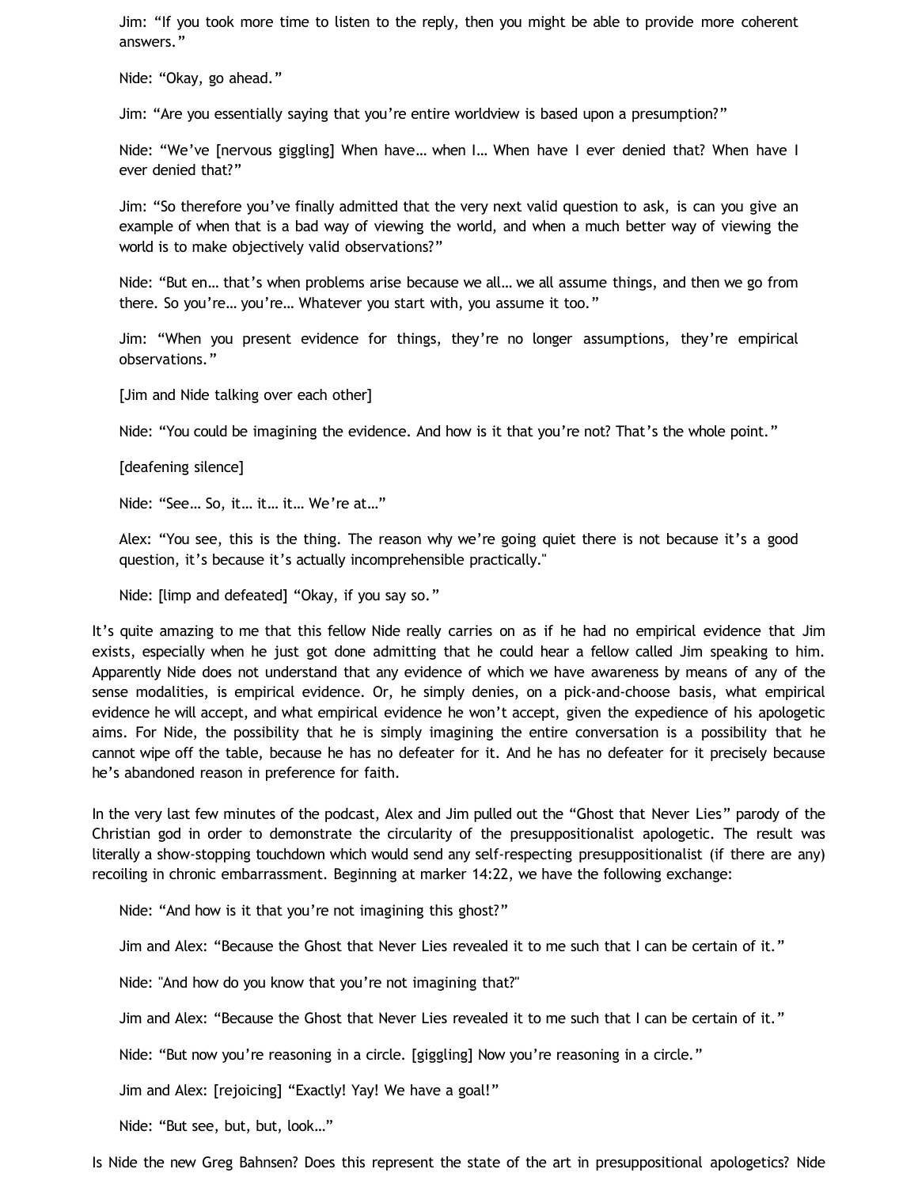> Jim: “If you took more time to listen to the reply, then you might be able to provide more coherent answers.”
>
> Nide: “Okay, go ahead.”
>
> Jim: “Are you essentially saying that you’re entire worldview is based upon a presumption?”
>
> Nide: “We’ve [nervous giggling] When have… when I… When have I ever denied that? When have I ever denied that?”
>
> Jim: “So therefore you’ve finally admitted that the very next valid question to ask, is can you give an example of when that is a bad way of viewing the world, and when a much better way of viewing the world is to make objectively valid observations?”
>
> Nide: “But en… that’s when problems arise because we all… we all assume things, and then we go from there. So you’re… you’re… Whatever you start with, you assume it too.”
>
> Jim: “When you present evidence for things, they’re no longer assumptions, they’re empirical observations.”
>
> [Jim and Nide talking over each other]
>
> Nide: “You could be imagining the evidence. And how is it that you’re not? That’s the whole point.”
>
> [deafening silence]
>
> Nide: “See… So, it… it… it… We’re at…”
>
> Alex: “You see, this is the thing. The reason why we’re going quiet there is not because it’s a good question, it’s because it’s actually incomprehensible practically."
>
> Nide: [limp and defeated] “Okay, if you say so.”

It’s quite amazing to me that this fellow Nide really carries on as if he had no empirical evidence that Jim exists, especially when he just got done admitting that he could hear a fellow called Jim speaking to him. Apparently Nide does not understand that any evidence of which we have awareness by means of any of the sense modalities, is empirical evidence. Or, he simply denies, on a pick-and-choose basis, what empirical evidence he will accept, and what empirical evidence he won’t accept, given the expedience of his apologetic aims. For Nide, the possibility that he is simply imagining the entire conversation is a possibility that he cannot wipe off the table, because he has no defeater for it. And he has no defeater for it precisely because he’s abandoned reason in preference for faith.

In the very last few minutes of the podcast, Alex and Jim pulled out the “Ghost that Never Lies” parody of the Christian god in order to demonstrate the circularity of the presuppositionalist apologetic. The result was literally a show-stopping touchdown which would send any self-respecting presuppositionalist (if there are any) recoiling in chronic embarrassment. Beginning at marker 14:22, we have the following exchange:

> Nide: “And how is it that you’re not imagining this ghost?”
>
> Jim and Alex: “Because the Ghost that Never Lies revealed it to me such that I can be certain of it.”
>
> Nide: "And how do you know that you’re not imagining that?"
>
> Jim and Alex: “Because the Ghost that Never Lies revealed it to me such that I can be certain of it.”
>
> Nide: “But now you’re reasoning in a circle. [giggling] Now you’re reasoning in a circle.”
>
> Jim and Alex: [rejoicing] “Exactly! Yay! We have a goal!”
>
> Nide: “But see, but, but, look…”

Is Nide the new Greg Bahnsen? Does this represent the state of the art in presuppositional apologetics? Nide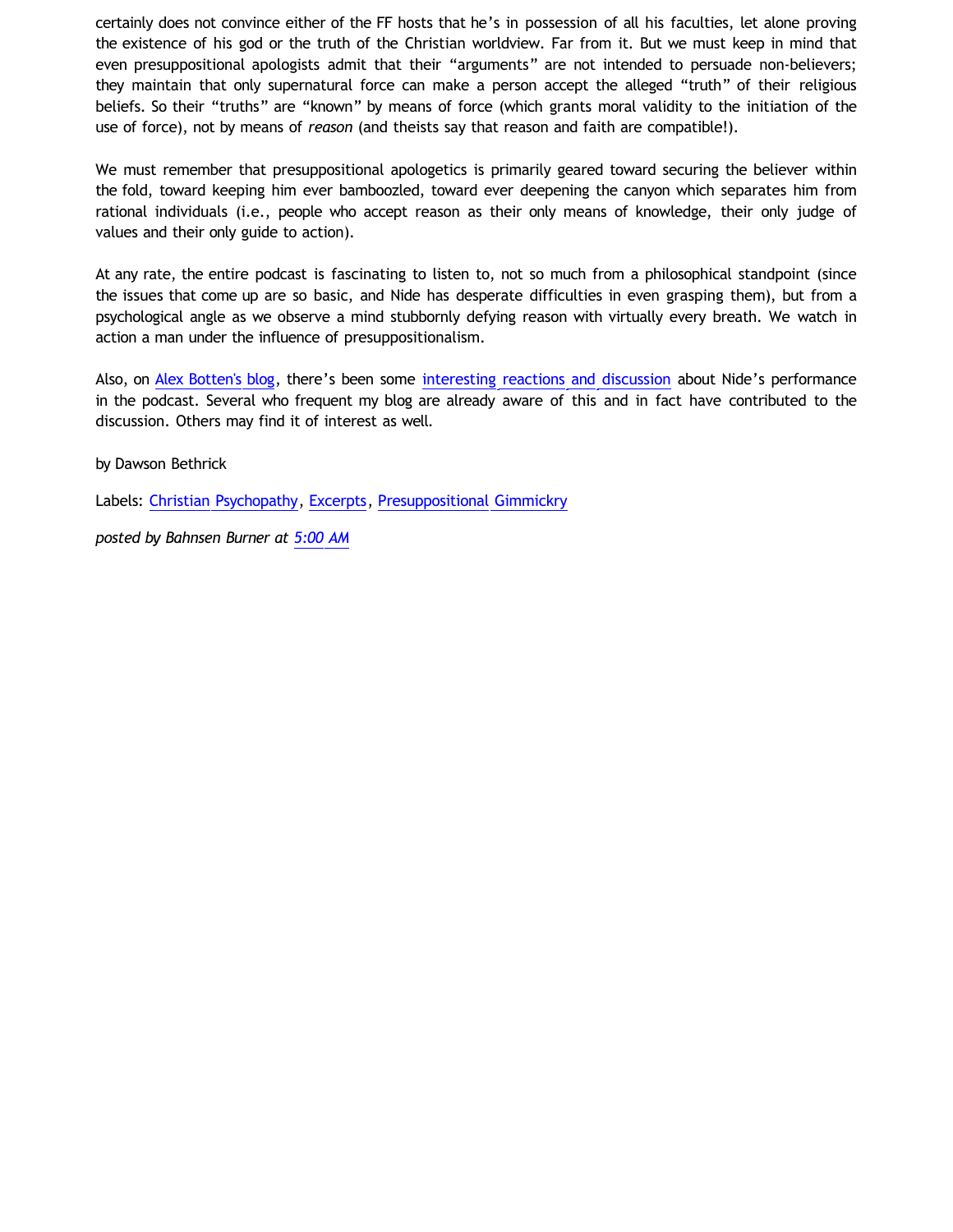certainly does not convince either of the FF hosts that he's in possession of all his faculties, let alone proving the existence of his god or the truth of the Christian worldview. Far from it. But we must keep in mind that even presuppositional apologists admit that their "arguments" are not intended to persuade non-believers; they maintain that only supernatural force can make a person accept the alleged "truth" of their religious beliefs. So their "truths" are "known" by means of force (which grants moral validity to the initiation of the use of force), not by means of *reason* (and theists say that reason and faith are compatible!).

We must remember that presuppositional apologetics is primarily geared toward securing the believer within the fold, toward keeping him ever bamboozled, toward ever deepening the canyon which separates him from rational individuals (i.e., people who accept reason as their only means of knowledge, their only judge of values and their only guide to action).

At any rate, the entire podcast is fascinating to listen to, not so much from a philosophical standpoint (since the issues that come up are so basic, and Nide has desperate difficulties in even grasping them), but from a psychological angle as we observe a mind stubbornly defying reason with virtually every breath. We watch in action a man under the influence of presuppositionalism.

Also, on Alex Botten's blog, there's been some interesting reactions and discussion about Nide's performance in the podcast. Several who frequent my blog are already aware of this and in fact have contributed to the discussion. Others may find it of interest as well.

by Dawson Bethrick

Labels: Christian Psychopathy, Excerpts, Presuppositional Gimmickry

*posted by Bahnsen Burner at 5:00 AM*